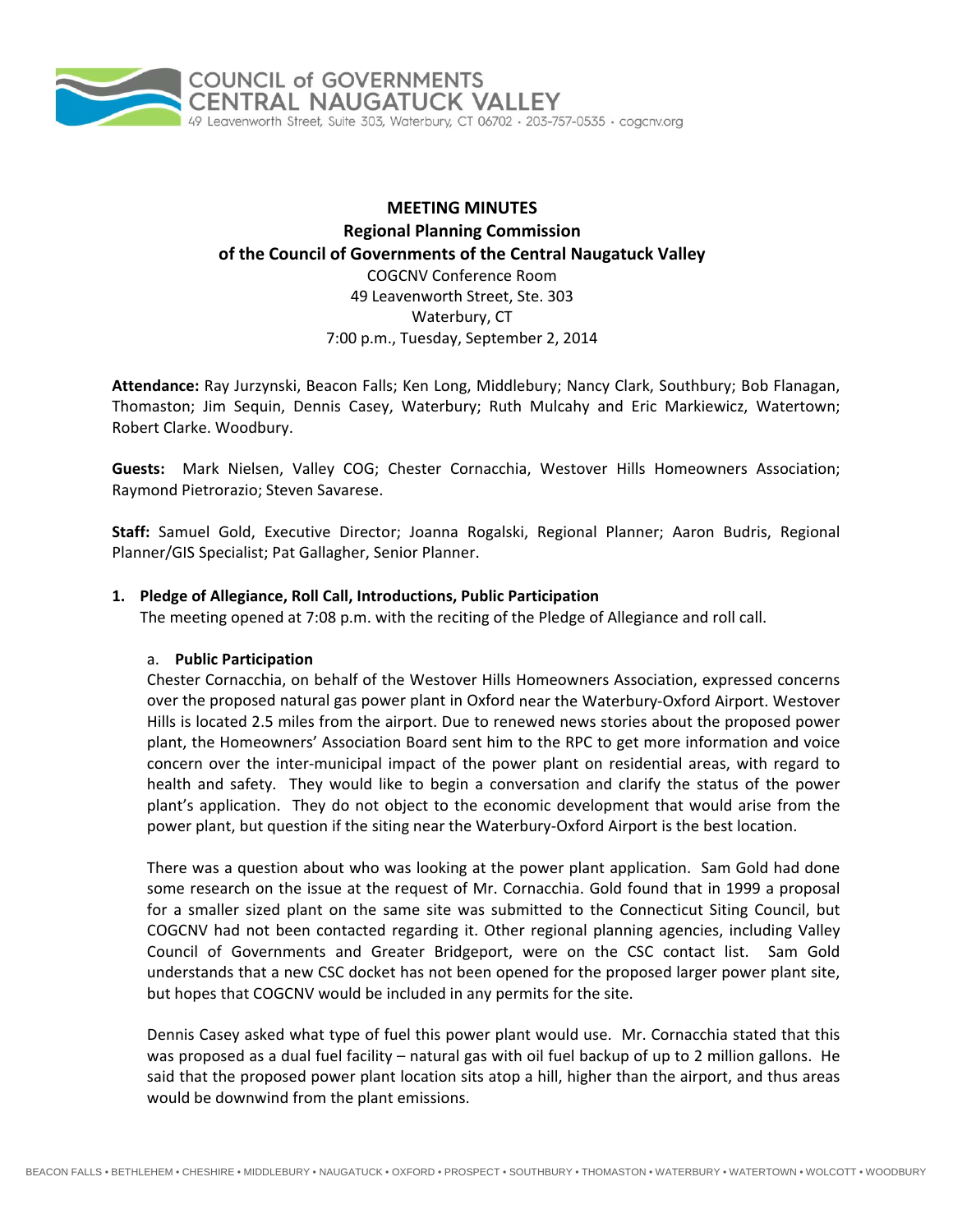COUNCIL of GOVERNMENTS
CENTRAL NAUGATUCK VALLEY
49 Leavenworth Street, Suite 303, Waterbury, CT 06702 • 203-757-0535 • cogcnv.org

# MEETING MINUTES
## Regional Planning Commission
## of the Council of Governments of the Central Naugatuck Valley

COGCNV Conference Room
49 Leavenworth Street, Ste. 303
Waterbury, CT
7:00 p.m., Tuesday, September 2, 2014

**Attendance:** Ray Jurzynski, Beacon Falls; Ken Long, Middlebury; Nancy Clark, Southbury; Bob Flanagan, Thomaston; Jim Sequin, Dennis Casey, Waterbury; Ruth Mulcahy and Eric Markiewicz, Watertown; Robert Clarke. Woodbury.

**Guests:** Mark Nielsen, Valley COG; Chester Cornacchia, Westover Hills Homeowners Association; Raymond Pietrorazio; Steven Savarese.

**Staff:** Samuel Gold, Executive Director; Joanna Rogalski, Regional Planner; Aaron Budris, Regional Planner/GIS Specialist; Pat Gallagher, Senior Planner.

**1. Pledge of Allegiance, Roll Call, Introductions, Public Participation**

The meeting opened at 7:08 p.m. with the reciting of the Pledge of Allegiance and roll call.

a. **Public Participation**

Chester Cornacchia, on behalf of the Westover Hills Homeowners Association, expressed concerns over the proposed natural gas power plant in Oxford near the Waterbury-Oxford Airport. Westover Hills is located 2.5 miles from the airport. Due to renewed news stories about the proposed power plant, the Homeowners' Association Board sent him to the RPC to get more information and voice concern over the inter-municipal impact of the power plant on residential areas, with regard to health and safety. They would like to begin a conversation and clarify the status of the power plant's application. They do not object to the economic development that would arise from the power plant, but question if the siting near the Waterbury-Oxford Airport is the best location.

There was a question about who was looking at the power plant application. Sam Gold had done some research on the issue at the request of Mr. Cornacchia. Gold found that in 1999 a proposal for a smaller sized plant on the same site was submitted to the Connecticut Siting Council, but COGCNV had not been contacted regarding it. Other regional planning agencies, including Valley Council of Governments and Greater Bridgeport, were on the CSC contact list. Sam Gold understands that a new CSC docket has not been opened for the proposed larger power plant site, but hopes that COGCNV would be included in any permits for the site.

Dennis Casey asked what type of fuel this power plant would use. Mr. Cornacchia stated that this was proposed as a dual fuel facility – natural gas with oil fuel backup of up to 2 million gallons. He said that the proposed power plant location sits atop a hill, higher than the airport, and thus areas would be downwind from the plant emissions.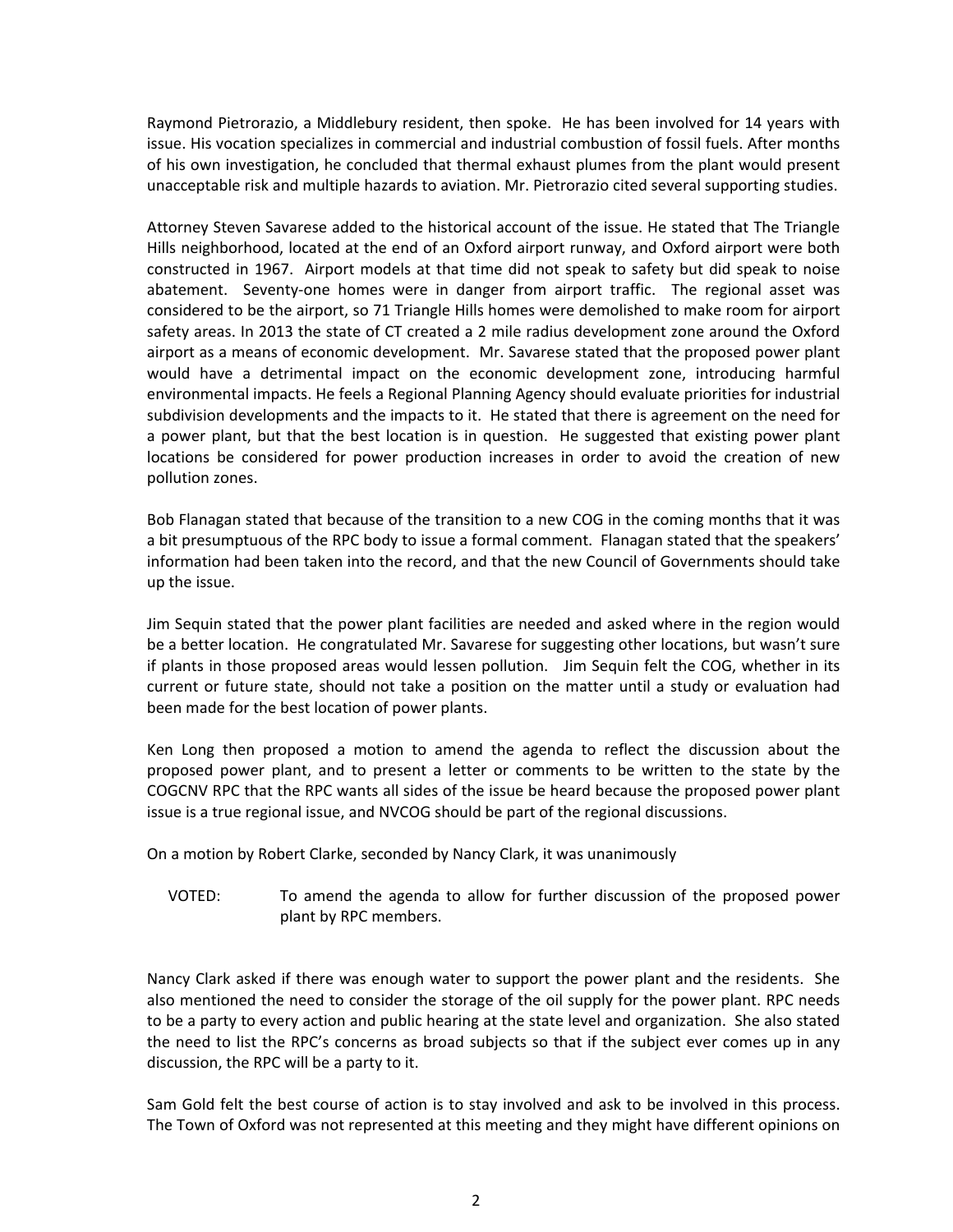Raymond Pietrorazio, a Middlebury resident, then spoke. He has been involved for 14 years with issue. His vocation specializes in commercial and industrial combustion of fossil fuels. After months of his own investigation, he concluded that thermal exhaust plumes from the plant would present unacceptable risk and multiple hazards to aviation. Mr. Pietrorazio cited several supporting studies.

Attorney Steven Savarese added to the historical account of the issue. He stated that The Triangle Hills neighborhood, located at the end of an Oxford airport runway, and Oxford airport were both constructed in 1967. Airport models at that time did not speak to safety but did speak to noise abatement. Seventy-one homes were in danger from airport traffic. The regional asset was considered to be the airport, so 71 Triangle Hills homes were demolished to make room for airport safety areas. In 2013 the state of CT created a 2 mile radius development zone around the Oxford airport as a means of economic development. Mr. Savarese stated that the proposed power plant would have a detrimental impact on the economic development zone, introducing harmful environmental impacts. He feels a Regional Planning Agency should evaluate priorities for industrial subdivision developments and the impacts to it. He stated that there is agreement on the need for a power plant, but that the best location is in question. He suggested that existing power plant locations be considered for power production increases in order to avoid the creation of new pollution zones.

Bob Flanagan stated that because of the transition to a new COG in the coming months that it was a bit presumptuous of the RPC body to issue a formal comment. Flanagan stated that the speakers' information had been taken into the record, and that the new Council of Governments should take up the issue.

Jim Sequin stated that the power plant facilities are needed and asked where in the region would be a better location. He congratulated Mr. Savarese for suggesting other locations, but wasn't sure if plants in those proposed areas would lessen pollution. Jim Sequin felt the COG, whether in its current or future state, should not take a position on the matter until a study or evaluation had been made for the best location of power plants.

Ken Long then proposed a motion to amend the agenda to reflect the discussion about the proposed power plant, and to present a letter or comments to be written to the state by the COGCNV RPC that the RPC wants all sides of the issue be heard because the proposed power plant issue is a true regional issue, and NVCOG should be part of the regional discussions.

On a motion by Robert Clarke, seconded by Nancy Clark, it was unanimously

VOTED: To amend the agenda to allow for further discussion of the proposed power plant by RPC members.

Nancy Clark asked if there was enough water to support the power plant and the residents. She also mentioned the need to consider the storage of the oil supply for the power plant. RPC needs to be a party to every action and public hearing at the state level and organization. She also stated the need to list the RPC's concerns as broad subjects so that if the subject ever comes up in any discussion, the RPC will be a party to it.

Sam Gold felt the best course of action is to stay involved and ask to be involved in this process. The Town of Oxford was not represented at this meeting and they might have different opinions on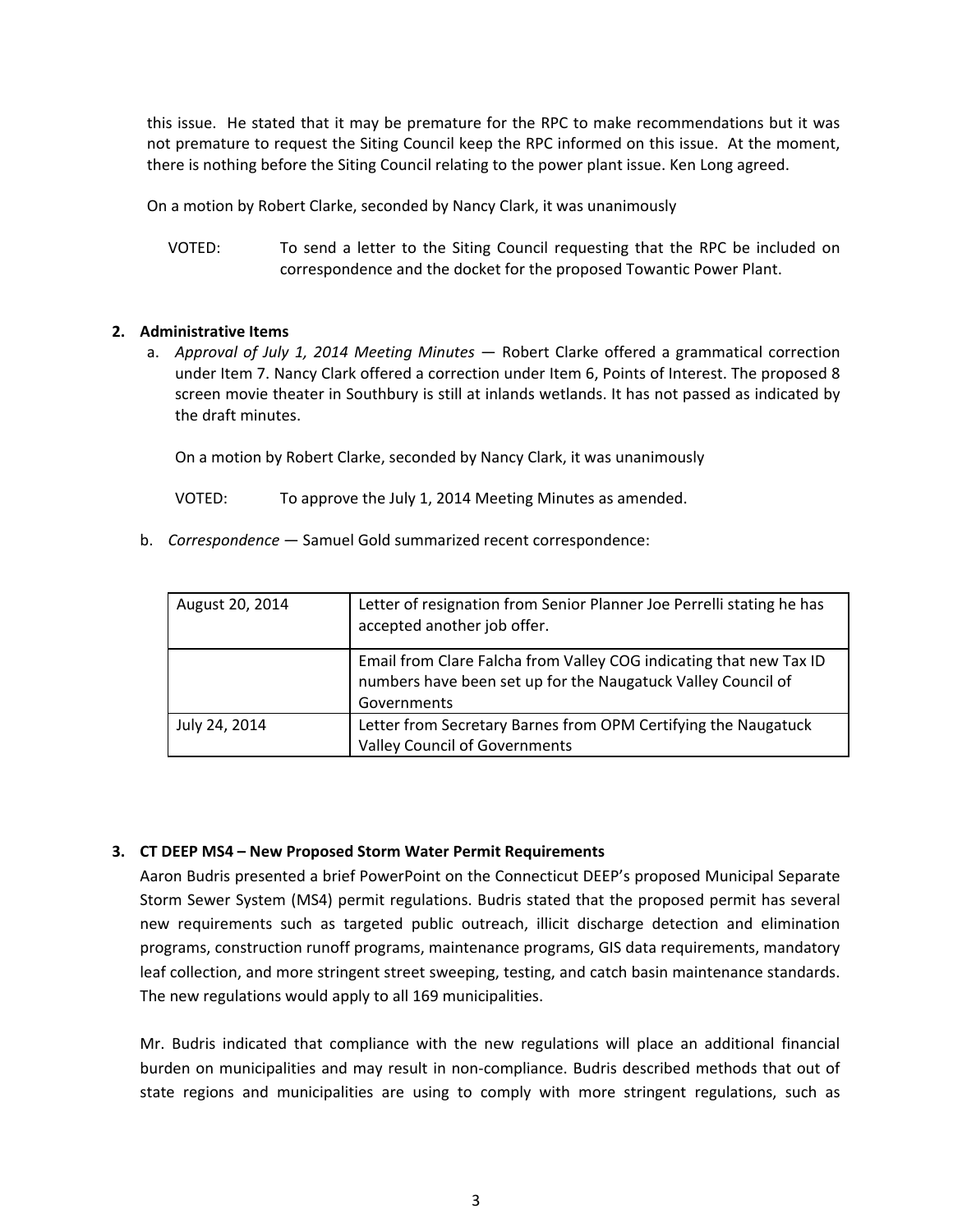this issue. He stated that it may be premature for the RPC to make recommendations but it was not premature to request the Siting Council keep the RPC informed on this issue. At the moment, there is nothing before the Siting Council relating to the power plant issue. Ken Long agreed.

On a motion by Robert Clarke, seconded by Nancy Clark, it was unanimously

VOTED: To send a letter to the Siting Council requesting that the RPC be included on correspondence and the docket for the proposed Towantic Power Plant.

**2. Administrative Items**

a. *Approval of July 1, 2014 Meeting Minutes* — Robert Clarke offered a grammatical correction under Item 7. Nancy Clark offered a correction under Item 6, Points of Interest. The proposed 8 screen movie theater in Southbury is still at inlands wetlands. It has not passed as indicated by the draft minutes.

On a motion by Robert Clarke, seconded by Nancy Clark, it was unanimously

VOTED: To approve the July 1, 2014 Meeting Minutes as amended.

b. *Correspondence* — Samuel Gold summarized recent correspondence:

| | |
|---|---|
| August 20, 2014 | Letter of resignation from Senior Planner Joe Perrelli stating he has accepted another job offer. |
| | Email from Clare Falcha from Valley COG indicating that new Tax ID numbers have been set up for the Naugatuck Valley Council of Governments |
| July 24, 2014 | Letter from Secretary Barnes from OPM Certifying the Naugatuck Valley Council of Governments |

**3. CT DEEP MS4 – New Proposed Storm Water Permit Requirements**

Aaron Budris presented a brief PowerPoint on the Connecticut DEEP's proposed Municipal Separate Storm Sewer System (MS4) permit regulations. Budris stated that the proposed permit has several new requirements such as targeted public outreach, illicit discharge detection and elimination programs, construction runoff programs, maintenance programs, GIS data requirements, mandatory leaf collection, and more stringent street sweeping, testing, and catch basin maintenance standards. The new regulations would apply to all 169 municipalities.

Mr. Budris indicated that compliance with the new regulations will place an additional financial burden on municipalities and may result in non-compliance. Budris described methods that out of state regions and municipalities are using to comply with more stringent regulations, such as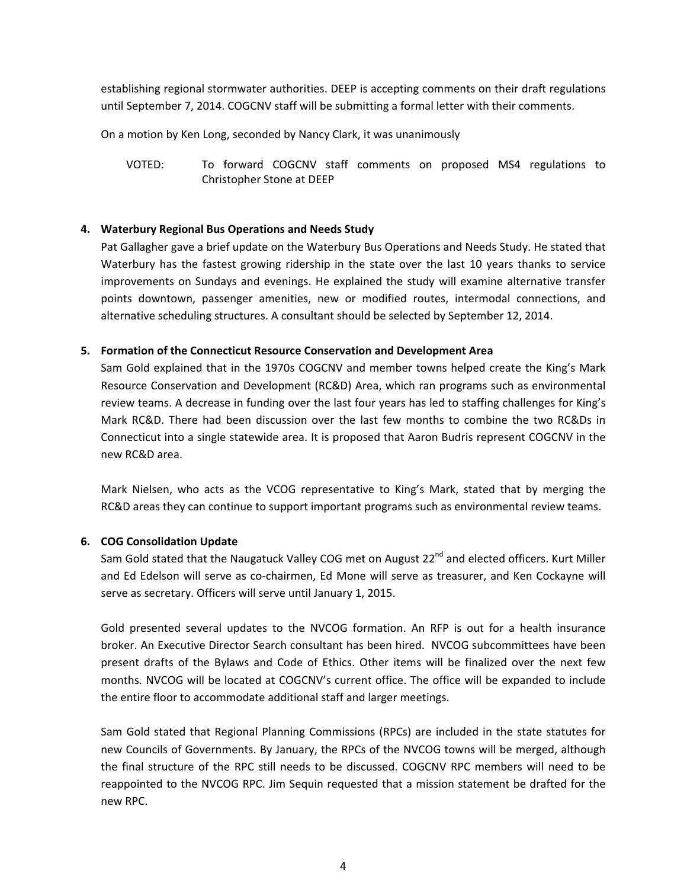establishing regional stormwater authorities. DEEP is accepting comments on their draft regulations until September 7, 2014. COGCNV staff will be submitting a formal letter with their comments.

On a motion by Ken Long, seconded by Nancy Clark, it was unanimously

VOTED: To forward COGCNV staff comments on proposed MS4 regulations to Christopher Stone at DEEP

**4. Waterbury Regional Bus Operations and Needs Study**

Pat Gallagher gave a brief update on the Waterbury Bus Operations and Needs Study. He stated that Waterbury has the fastest growing ridership in the state over the last 10 years thanks to service improvements on Sundays and evenings. He explained the study will examine alternative transfer points downtown, passenger amenities, new or modified routes, intermodal connections, and alternative scheduling structures. A consultant should be selected by September 12, 2014.

**5. Formation of the Connecticut Resource Conservation and Development Area**

Sam Gold explained that in the 1970s COGCNV and member towns helped create the King's Mark Resource Conservation and Development (RC&D) Area, which ran programs such as environmental review teams. A decrease in funding over the last four years has led to staffing challenges for King's Mark RC&D. There had been discussion over the last few months to combine the two RC&Ds in Connecticut into a single statewide area. It is proposed that Aaron Budris represent COGCNV in the new RC&D area.

Mark Nielsen, who acts as the VCOG representative to King's Mark, stated that by merging the RC&D areas they can continue to support important programs such as environmental review teams.

**6. COG Consolidation Update**

Sam Gold stated that the Naugatuck Valley COG met on August 22nd and elected officers. Kurt Miller and Ed Edelson will serve as co-chairmen, Ed Mone will serve as treasurer, and Ken Cockayne will serve as secretary. Officers will serve until January 1, 2015.

Gold presented several updates to the NVCOG formation. An RFP is out for a health insurance broker. An Executive Director Search consultant has been hired. NVCOG subcommittees have been present drafts of the Bylaws and Code of Ethics. Other items will be finalized over the next few months. NVCOG will be located at COGCNV's current office. The office will be expanded to include the entire floor to accommodate additional staff and larger meetings.

Sam Gold stated that Regional Planning Commissions (RPCs) are included in the state statutes for new Councils of Governments. By January, the RPCs of the NVCOG towns will be merged, although the final structure of the RPC still needs to be discussed. COGCNV RPC members will need to be reappointed to the NVCOG RPC. Jim Sequin requested that a mission statement be drafted for the new RPC.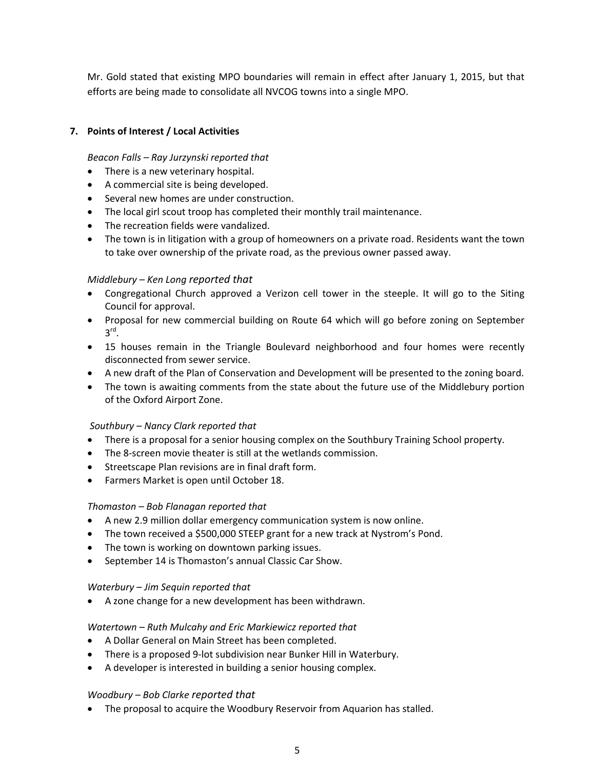Mr. Gold stated that existing MPO boundaries will remain in effect after January 1, 2015, but that efforts are being made to consolidate all NVCOG towns into a single MPO.

**7. Points of Interest / Local Activities**

*Beacon Falls – Ray Jurzynski reported that*

- There is a new veterinary hospital.
- A commercial site is being developed.
- Several new homes are under construction.
- The local girl scout troop has completed their monthly trail maintenance.
- The recreation fields were vandalized.
- The town is in litigation with a group of homeowners on a private road. Residents want the town to take over ownership of the private road, as the previous owner passed away.

*Middlebury – Ken Long reported that*

- Congregational Church approved a Verizon cell tower in the steeple. It will go to the Siting Council for approval.
- Proposal for new commercial building on Route 64 which will go before zoning on September 3rd.
- 15 houses remain in the Triangle Boulevard neighborhood and four homes were recently disconnected from sewer service.
- A new draft of the Plan of Conservation and Development will be presented to the zoning board.
- The town is awaiting comments from the state about the future use of the Middlebury portion of the Oxford Airport Zone.

*Southbury – Nancy Clark reported that*

- There is a proposal for a senior housing complex on the Southbury Training School property.
- The 8-screen movie theater is still at the wetlands commission.
- Streetscape Plan revisions are in final draft form.
- Farmers Market is open until October 18.

*Thomaston – Bob Flanagan reported that*

- A new 2.9 million dollar emergency communication system is now online.
- The town received a $500,000 STEEP grant for a new track at Nystrom's Pond.
- The town is working on downtown parking issues.
- September 14 is Thomaston's annual Classic Car Show.

*Waterbury – Jim Sequin reported that*

- A zone change for a new development has been withdrawn.

*Watertown – Ruth Mulcahy and Eric Markiewicz reported that*

- A Dollar General on Main Street has been completed.
- There is a proposed 9-lot subdivision near Bunker Hill in Waterbury.
- A developer is interested in building a senior housing complex.

*Woodbury – Bob Clarke reported that*

- The proposal to acquire the Woodbury Reservoir from Aquarion has stalled.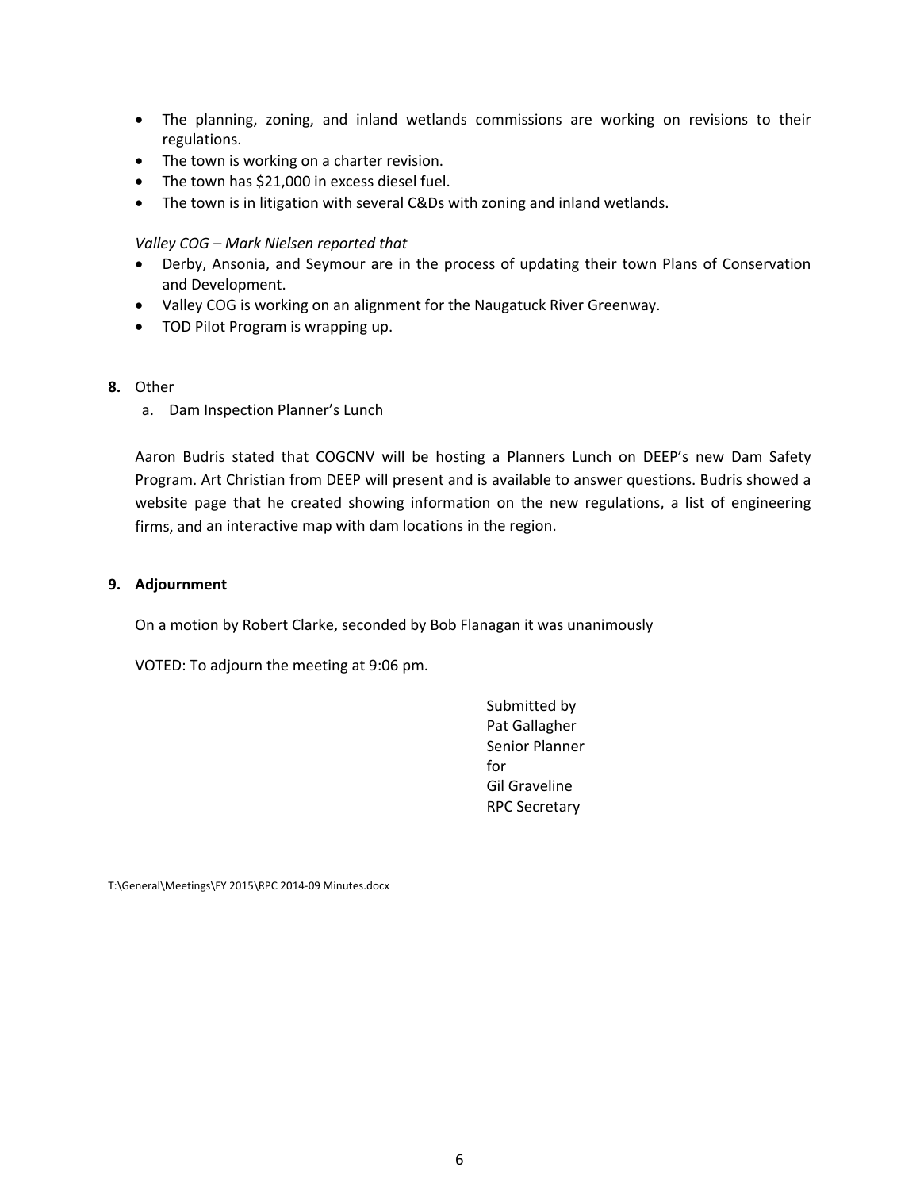- The planning, zoning, and inland wetlands commissions are working on revisions to their regulations.
- The town is working on a charter revision.
- The town has $21,000 in excess diesel fuel.
- The town is in litigation with several C&Ds with zoning and inland wetlands.

*Valley COG – Mark Nielsen reported that*

- Derby, Ansonia, and Seymour are in the process of updating their town Plans of Conservation and Development.
- Valley COG is working on an alignment for the Naugatuck River Greenway.
- TOD Pilot Program is wrapping up.

**8.** Other

a. Dam Inspection Planner's Lunch

Aaron Budris stated that COGCNV will be hosting a Planners Lunch on DEEP's new Dam Safety Program. Art Christian from DEEP will present and is available to answer questions. Budris showed a website page that he created showing information on the new regulations, a list of engineering firms, and an interactive map with dam locations in the region.

**9. Adjournment**

On a motion by Robert Clarke, seconded by Bob Flanagan it was unanimously

VOTED: To adjourn the meeting at 9:06 pm.

Submitted by
Pat Gallagher
Senior Planner
for
Gil Graveline
RPC Secretary

T:\General\Meetings\FY 2015\RPC 2014-09 Minutes.docx